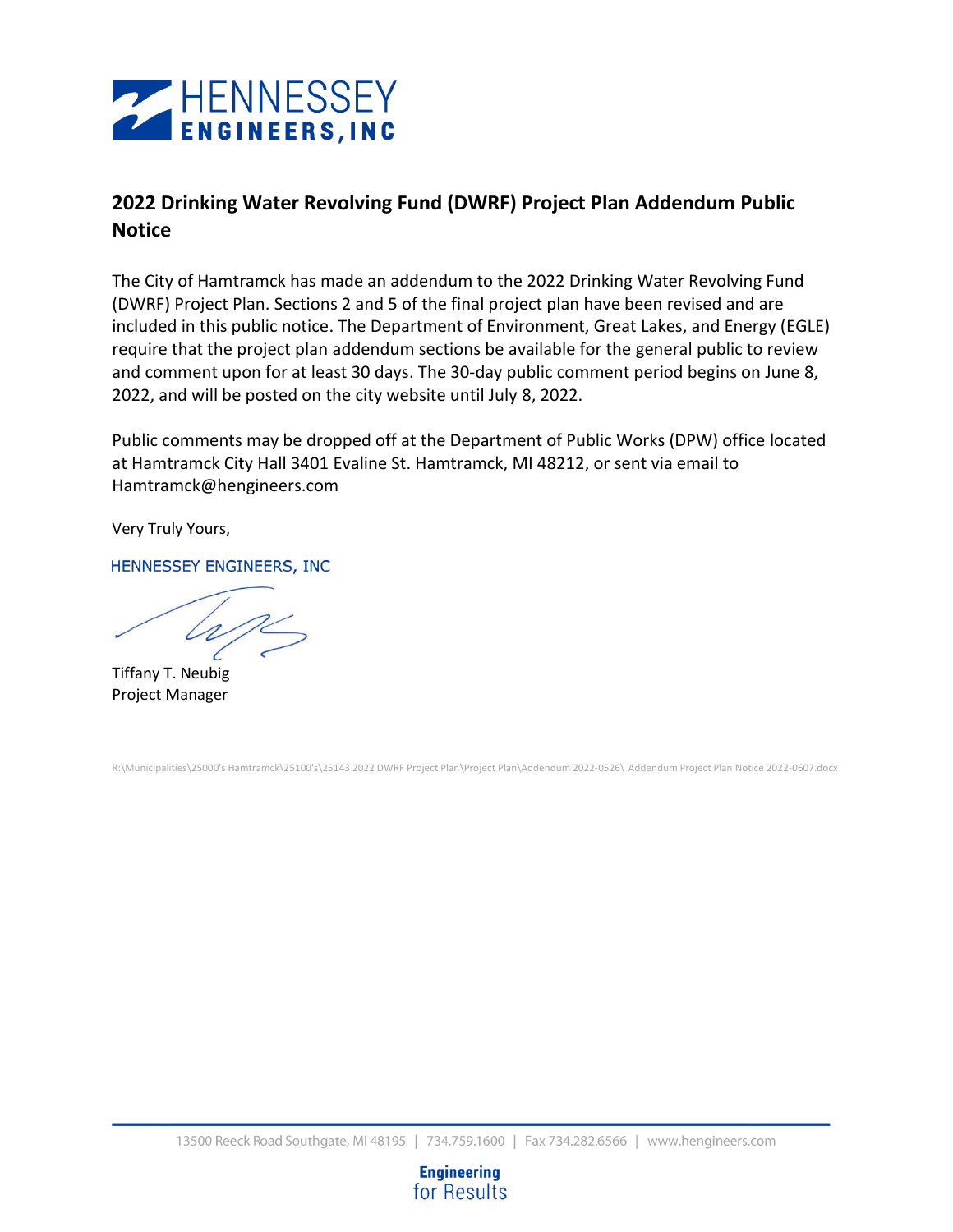HENNESSEY
ENGINEERS, INC

## 2022 Drinking Water Revolving Fund (DWRF) Project Plan Addendum Public Notice

The City of Hamtramck has made an addendum to the 2022 Drinking Water Revolving Fund (DWRF) Project Plan. Sections 2 and 5 of the final project plan have been revised and are included in this public notice. The Department of Environment, Great Lakes, and Energy (EGLE) require that the project plan addendum sections be available for the general public to review and comment upon for at least 30 days. The 30-day public comment period begins on June 8, 2022, and will be posted on the city website until July 8, 2022.

Public comments may be dropped off at the Department of Public Works (DPW) office located at Hamtramck City Hall 3401 Evaline St. Hamtramck, MI 48212, or sent via email to Hamtramck@hengineers.com

Very Truly Yours,

HENNESSEY ENGINEERS, INC

Tiffany T. Neubig
Project Manager

R:\Municipalities\25000's Hamtramck\25100's\25143 2022 DWRF Project Plan\Project Plan\Addendum 2022-0526\ Addendum Project Plan Notice 2022-0607.docx

13500 Reeck Road Southgate, MI 48195 | 734.759.1600 | Fax 734.282.6566 | www.hengineers.com

Engineering for Results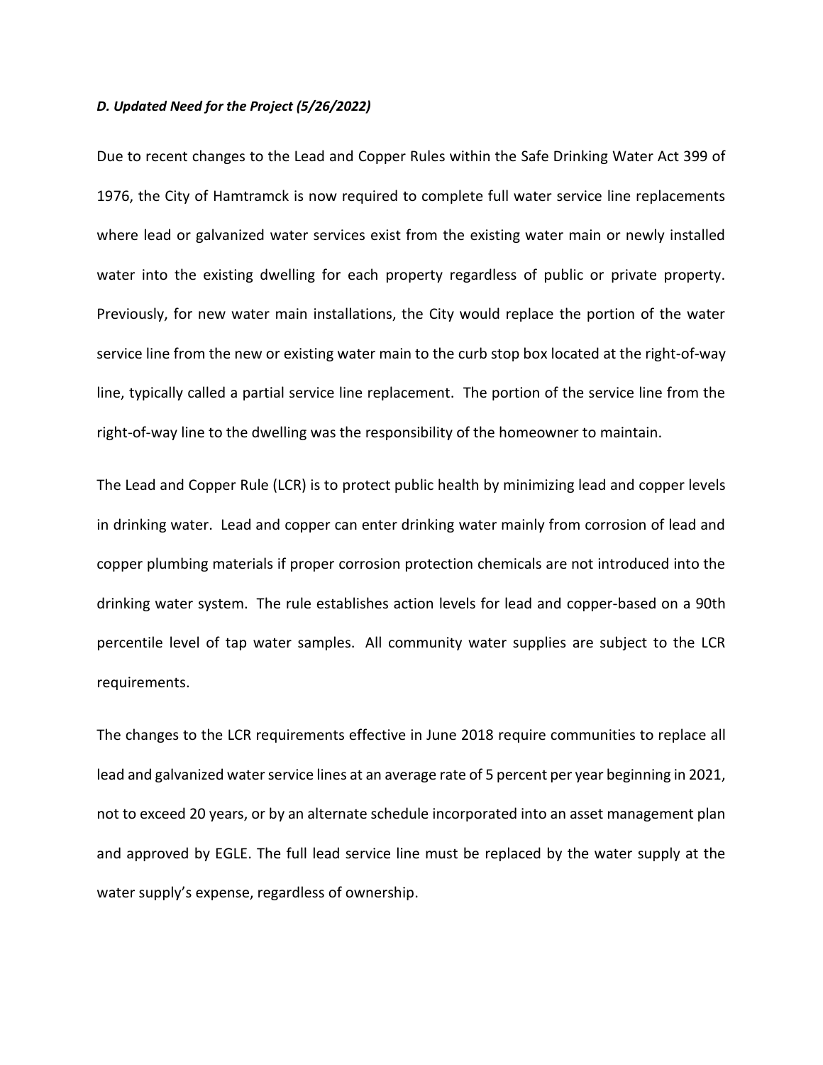***D. Updated Need for the Project (5/26/2022)***

Due to recent changes to the Lead and Copper Rules within the Safe Drinking Water Act 399 of 1976, the City of Hamtramck is now required to complete full water service line replacements where lead or galvanized water services exist from the existing water main or newly installed water into the existing dwelling for each property regardless of public or private property. Previously, for new water main installations, the City would replace the portion of the water service line from the new or existing water main to the curb stop box located at the right-of-way line, typically called a partial service line replacement. The portion of the service line from the right-of-way line to the dwelling was the responsibility of the homeowner to maintain.

The Lead and Copper Rule (LCR) is to protect public health by minimizing lead and copper levels in drinking water. Lead and copper can enter drinking water mainly from corrosion of lead and copper plumbing materials if proper corrosion protection chemicals are not introduced into the drinking water system. The rule establishes action levels for lead and copper-based on a 90th percentile level of tap water samples. All community water supplies are subject to the LCR requirements.

The changes to the LCR requirements effective in June 2018 require communities to replace all lead and galvanized water service lines at an average rate of 5 percent per year beginning in 2021, not to exceed 20 years, or by an alternate schedule incorporated into an asset management plan and approved by EGLE. The full lead service line must be replaced by the water supply at the water supply's expense, regardless of ownership.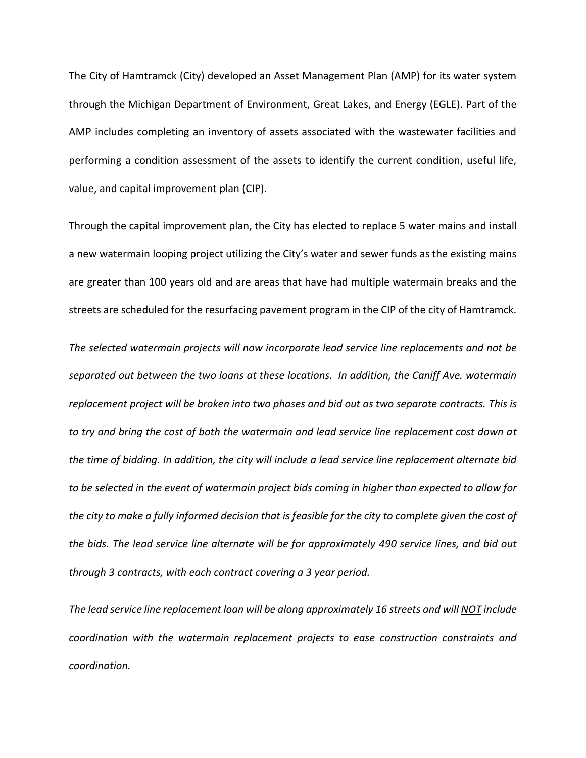The City of Hamtramck (City) developed an Asset Management Plan (AMP) for its water system through the Michigan Department of Environment, Great Lakes, and Energy (EGLE). Part of the AMP includes completing an inventory of assets associated with the wastewater facilities and performing a condition assessment of the assets to identify the current condition, useful life, value, and capital improvement plan (CIP).

Through the capital improvement plan, the City has elected to replace 5 water mains and install a new watermain looping project utilizing the City's water and sewer funds as the existing mains are greater than 100 years old and are areas that have had multiple watermain breaks and the streets are scheduled for the resurfacing pavement program in the CIP of the city of Hamtramck.

*The selected watermain projects will now incorporate lead service line replacements and not be separated out between the two loans at these locations. In addition, the Caniff Ave. watermain replacement project will be broken into two phases and bid out as two separate contracts. This is to try and bring the cost of both the watermain and lead service line replacement cost down at the time of bidding. In addition, the city will include a lead service line replacement alternate bid to be selected in the event of watermain project bids coming in higher than expected to allow for the city to make a fully informed decision that is feasible for the city to complete given the cost of the bids. The lead service line alternate will be for approximately 490 service lines, and bid out through 3 contracts, with each contract covering a 3 year period.*

*The lead service line replacement loan will be along approximately 16 streets and will <u>NOT</u> include coordination with the watermain replacement projects to ease construction constraints and coordination.*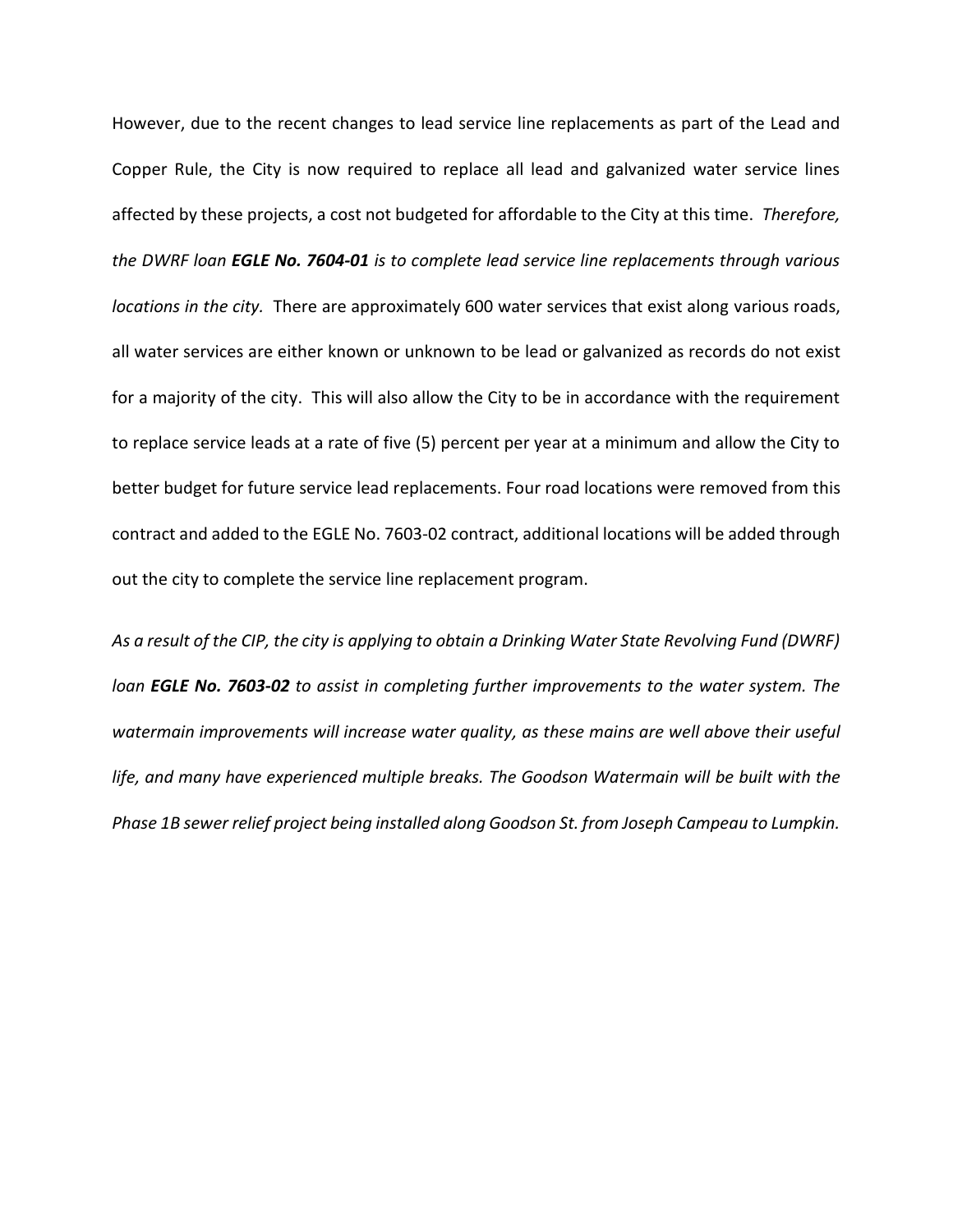However, due to the recent changes to lead service line replacements as part of the Lead and Copper Rule, the City is now required to replace all lead and galvanized water service lines affected by these projects, a cost not budgeted for affordable to the City at this time. *Therefore, the DWRF loan **EGLE No. 7604-01** is to complete lead service line replacements through various locations in the city.* There are approximately 600 water services that exist along various roads, all water services are either known or unknown to be lead or galvanized as records do not exist for a majority of the city. This will also allow the City to be in accordance with the requirement to replace service leads at a rate of five (5) percent per year at a minimum and allow the City to better budget for future service lead replacements. Four road locations were removed from this contract and added to the EGLE No. 7603-02 contract, additional locations will be added through out the city to complete the service line replacement program.

*As a result of the CIP, the city is applying to obtain a Drinking Water State Revolving Fund (DWRF) loan **EGLE No. 7603-02** to assist in completing further improvements to the water system. The watermain improvements will increase water quality, as these mains are well above their useful life, and many have experienced multiple breaks. The Goodson Watermain will be built with the Phase 1B sewer relief project being installed along Goodson St. from Joseph Campeau to Lumpkin.*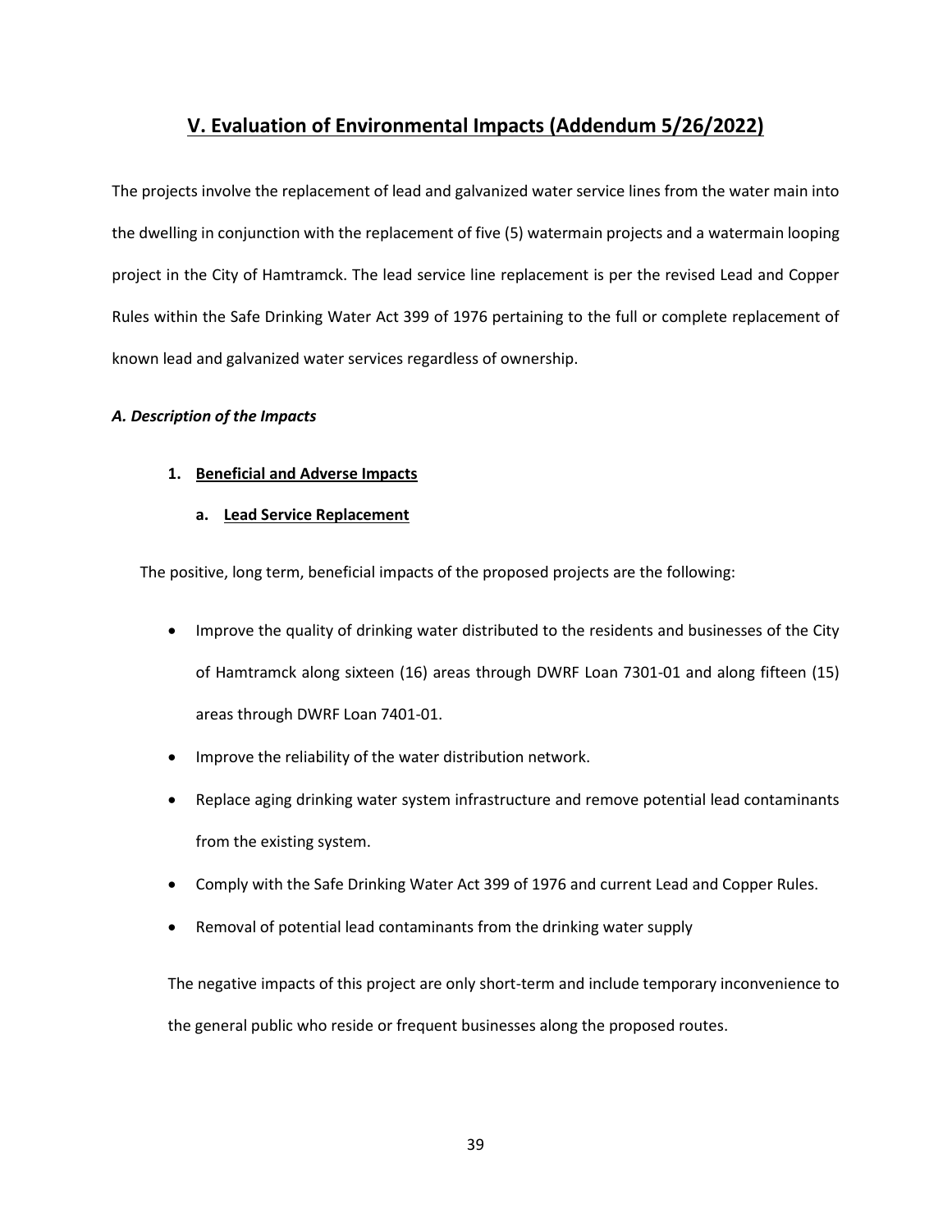## V. Evaluation of Environmental Impacts (Addendum 5/26/2022)

The projects involve the replacement of lead and galvanized water service lines from the water main into the dwelling in conjunction with the replacement of five (5) watermain projects and a watermain looping project in the City of Hamtramck. The lead service line replacement is per the revised Lead and Copper Rules within the Safe Drinking Water Act 399 of 1976 pertaining to the full or complete replacement of known lead and galvanized water services regardless of ownership.

### *A. Description of the Impacts*

#### 1. Beneficial and Adverse Impacts

##### a. Lead Service Replacement

The positive, long term, beneficial impacts of the proposed projects are the following:

- Improve the quality of drinking water distributed to the residents and businesses of the City of Hamtramck along sixteen (16) areas through DWRF Loan 7301-01 and along fifteen (15) areas through DWRF Loan 7401-01.
- Improve the reliability of the water distribution network.
- Replace aging drinking water system infrastructure and remove potential lead contaminants from the existing system.
- Comply with the Safe Drinking Water Act 399 of 1976 and current Lead and Copper Rules.
- Removal of potential lead contaminants from the drinking water supply

The negative impacts of this project are only short-term and include temporary inconvenience to the general public who reside or frequent businesses along the proposed routes.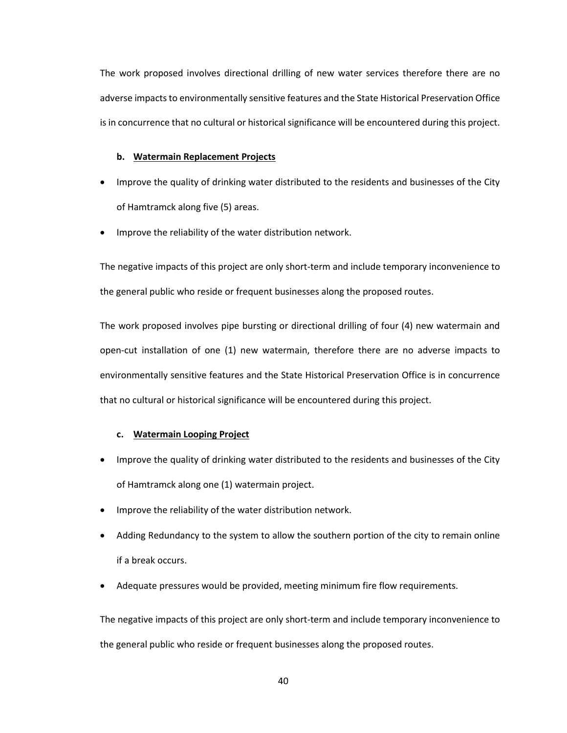The work proposed involves directional drilling of new water services therefore there are no adverse impacts to environmentally sensitive features and the State Historical Preservation Office is in concurrence that no cultural or historical significance will be encountered during this project.

**b. Watermain Replacement Projects**

- Improve the quality of drinking water distributed to the residents and businesses of the City of Hamtramck along five (5) areas.
- Improve the reliability of the water distribution network.

The negative impacts of this project are only short-term and include temporary inconvenience to the general public who reside or frequent businesses along the proposed routes.

The work proposed involves pipe bursting or directional drilling of four (4) new watermain and open-cut installation of one (1) new watermain, therefore there are no adverse impacts to environmentally sensitive features and the State Historical Preservation Office is in concurrence that no cultural or historical significance will be encountered during this project.

**c. Watermain Looping Project**

- Improve the quality of drinking water distributed to the residents and businesses of the City of Hamtramck along one (1) watermain project.
- Improve the reliability of the water distribution network.
- Adding Redundancy to the system to allow the southern portion of the city to remain online if a break occurs.
- Adequate pressures would be provided, meeting minimum fire flow requirements.

The negative impacts of this project are only short-term and include temporary inconvenience to the general public who reside or frequent businesses along the proposed routes.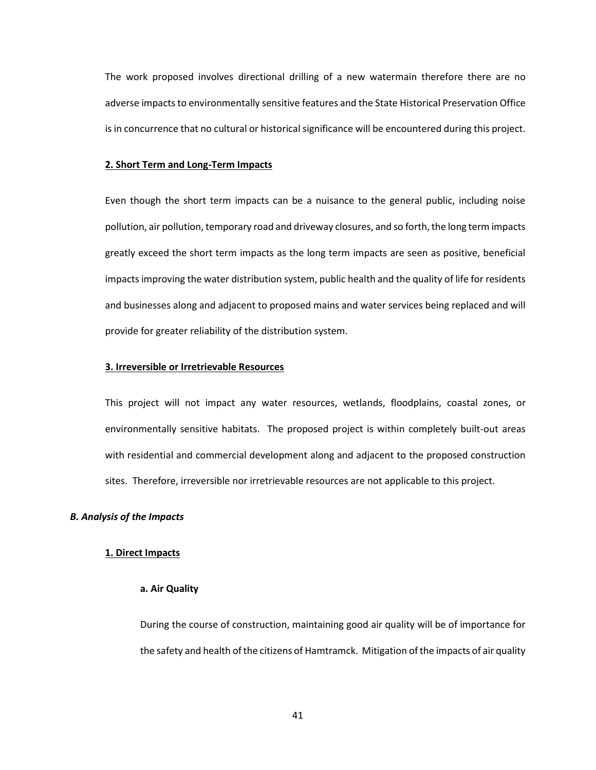The work proposed involves directional drilling of a new watermain therefore there are no adverse impacts to environmentally sensitive features and the State Historical Preservation Office is in concurrence that no cultural or historical significance will be encountered during this project.

**2. Short Term and Long-Term Impacts**

Even though the short term impacts can be a nuisance to the general public, including noise pollution, air pollution, temporary road and driveway closures, and so forth, the long term impacts greatly exceed the short term impacts as the long term impacts are seen as positive, beneficial impacts improving the water distribution system, public health and the quality of life for residents and businesses along and adjacent to proposed mains and water services being replaced and will provide for greater reliability of the distribution system.

**3. Irreversible or Irretrievable Resources**

This project will not impact any water resources, wetlands, floodplains, coastal zones, or environmentally sensitive habitats. The proposed project is within completely built-out areas with residential and commercial development along and adjacent to the proposed construction sites. Therefore, irreversible nor irretrievable resources are not applicable to this project.

***B. Analysis of the Impacts***

**1. Direct Impacts**

**a. Air Quality**

During the course of construction, maintaining good air quality will be of importance for the safety and health of the citizens of Hamtramck. Mitigation of the impacts of air quality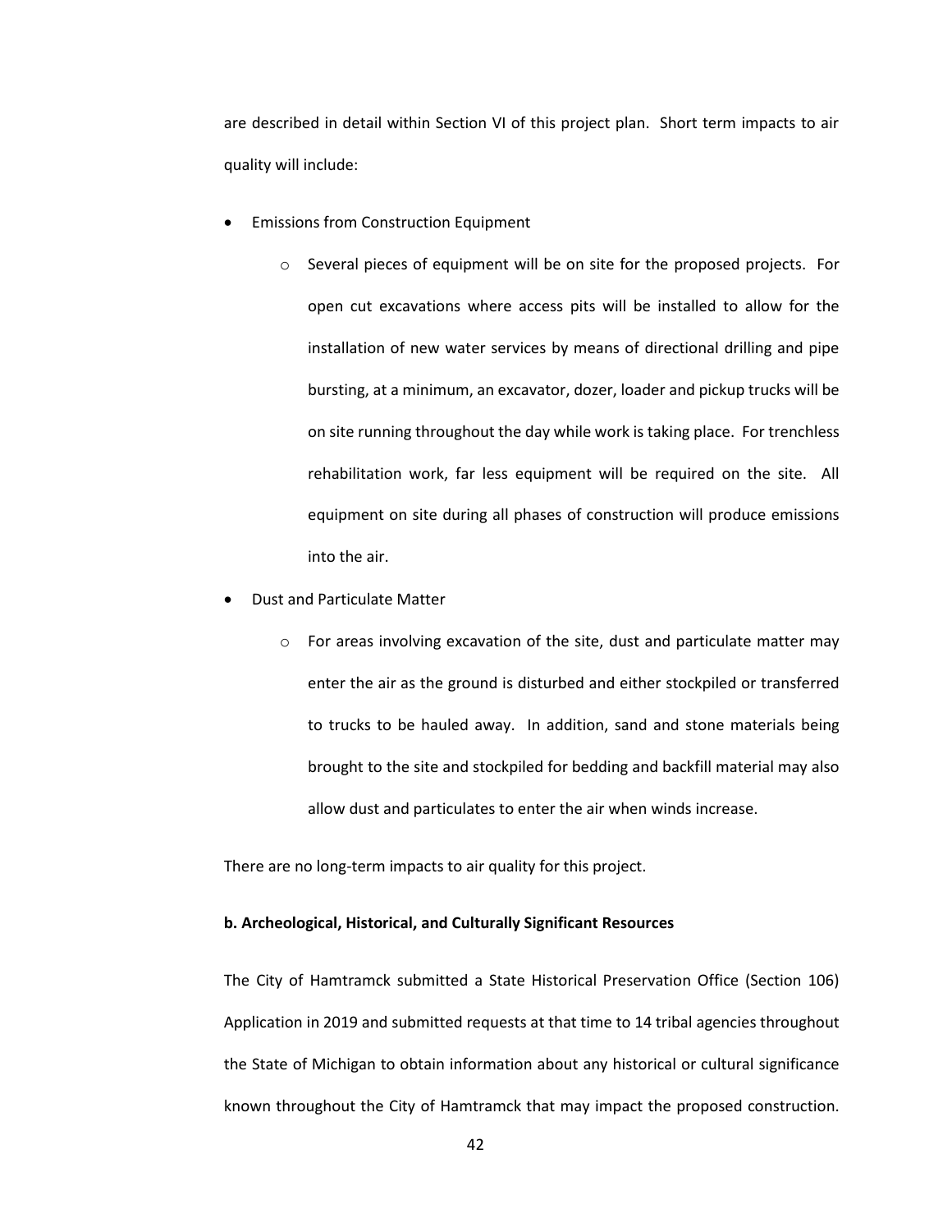are described in detail within Section VI of this project plan. Short term impacts to air quality will include:

- Emissions from Construction Equipment
  - Several pieces of equipment will be on site for the proposed projects. For open cut excavations where access pits will be installed to allow for the installation of new water services by means of directional drilling and pipe bursting, at a minimum, an excavator, dozer, loader and pickup trucks will be on site running throughout the day while work is taking place. For trenchless rehabilitation work, far less equipment will be required on the site. All equipment on site during all phases of construction will produce emissions into the air.
- Dust and Particulate Matter
  - For areas involving excavation of the site, dust and particulate matter may enter the air as the ground is disturbed and either stockpiled or transferred to trucks to be hauled away. In addition, sand and stone materials being brought to the site and stockpiled for bedding and backfill material may also allow dust and particulates to enter the air when winds increase.

There are no long-term impacts to air quality for this project.

**b. Archeological, Historical, and Culturally Significant Resources**

The City of Hamtramck submitted a State Historical Preservation Office (Section 106) Application in 2019 and submitted requests at that time to 14 tribal agencies throughout the State of Michigan to obtain information about any historical or cultural significance known throughout the City of Hamtramck that may impact the proposed construction.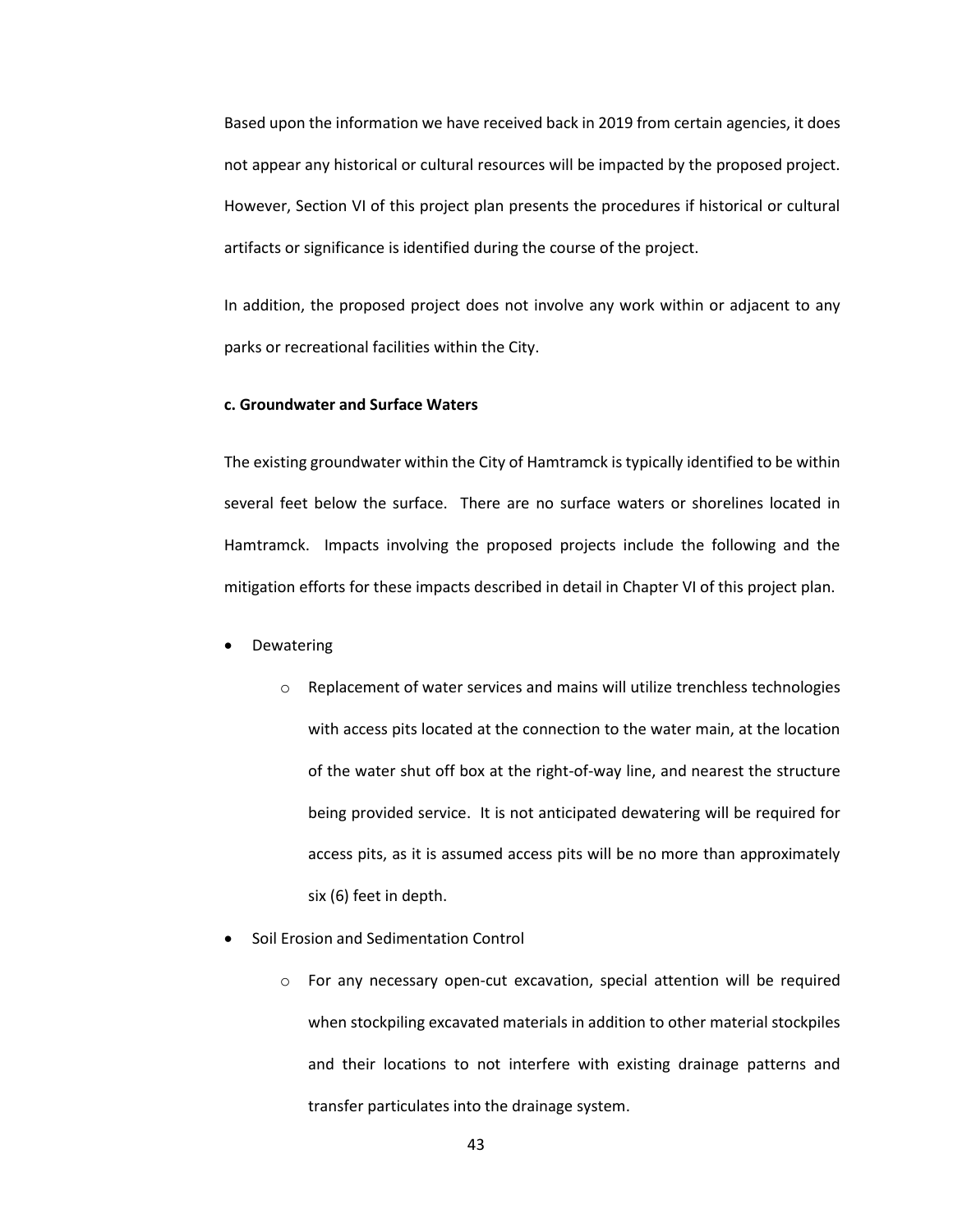Based upon the information we have received back in 2019 from certain agencies, it does not appear any historical or cultural resources will be impacted by the proposed project. However, Section VI of this project plan presents the procedures if historical or cultural artifacts or significance is identified during the course of the project.

In addition, the proposed project does not involve any work within or adjacent to any parks or recreational facilities within the City.

**c. Groundwater and Surface Waters**

The existing groundwater within the City of Hamtramck is typically identified to be within several feet below the surface. There are no surface waters or shorelines located in Hamtramck. Impacts involving the proposed projects include the following and the mitigation efforts for these impacts described in detail in Chapter VI of this project plan.

- Dewatering
    - Replacement of water services and mains will utilize trenchless technologies with access pits located at the connection to the water main, at the location of the water shut off box at the right-of-way line, and nearest the structure being provided service. It is not anticipated dewatering will be required for access pits, as it is assumed access pits will be no more than approximately six (6) feet in depth.
- Soil Erosion and Sedimentation Control
    - For any necessary open-cut excavation, special attention will be required when stockpiling excavated materials in addition to other material stockpiles and their locations to not interfere with existing drainage patterns and transfer particulates into the drainage system.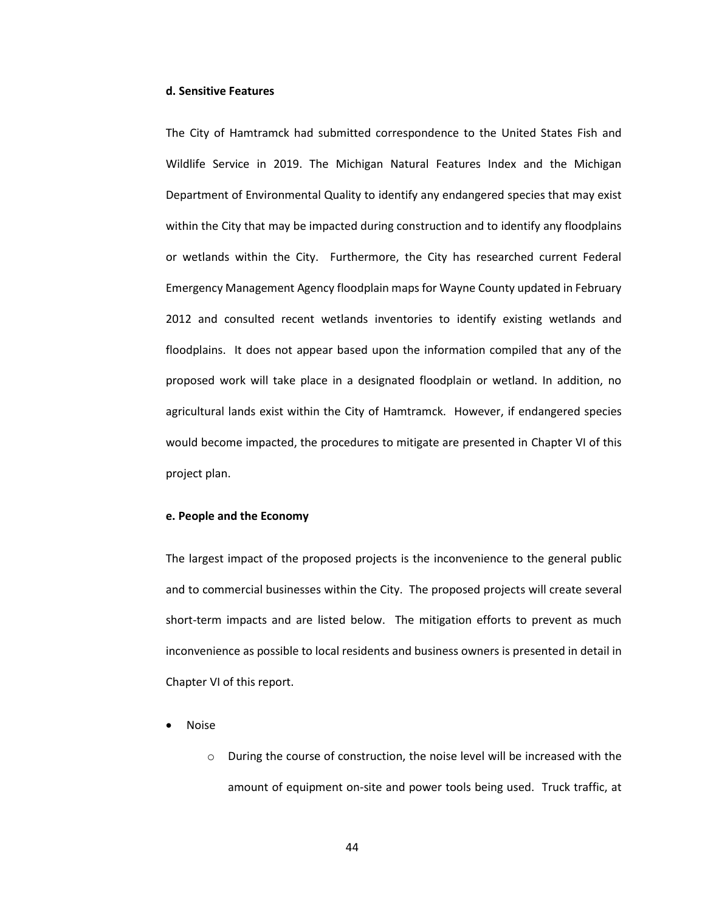#### d. Sensitive Features

The City of Hamtramck had submitted correspondence to the United States Fish and Wildlife Service in 2019. The Michigan Natural Features Index and the Michigan Department of Environmental Quality to identify any endangered species that may exist within the City that may be impacted during construction and to identify any floodplains or wetlands within the City. Furthermore, the City has researched current Federal Emergency Management Agency floodplain maps for Wayne County updated in February 2012 and consulted recent wetlands inventories to identify existing wetlands and floodplains. It does not appear based upon the information compiled that any of the proposed work will take place in a designated floodplain or wetland. In addition, no agricultural lands exist within the City of Hamtramck. However, if endangered species would become impacted, the procedures to mitigate are presented in Chapter VI of this project plan.

#### e. People and the Economy

The largest impact of the proposed projects is the inconvenience to the general public and to commercial businesses within the City. The proposed projects will create several short-term impacts and are listed below. The mitigation efforts to prevent as much inconvenience as possible to local residents and business owners is presented in detail in Chapter VI of this report.

- Noise
  - During the course of construction, the noise level will be increased with the amount of equipment on-site and power tools being used. Truck traffic, at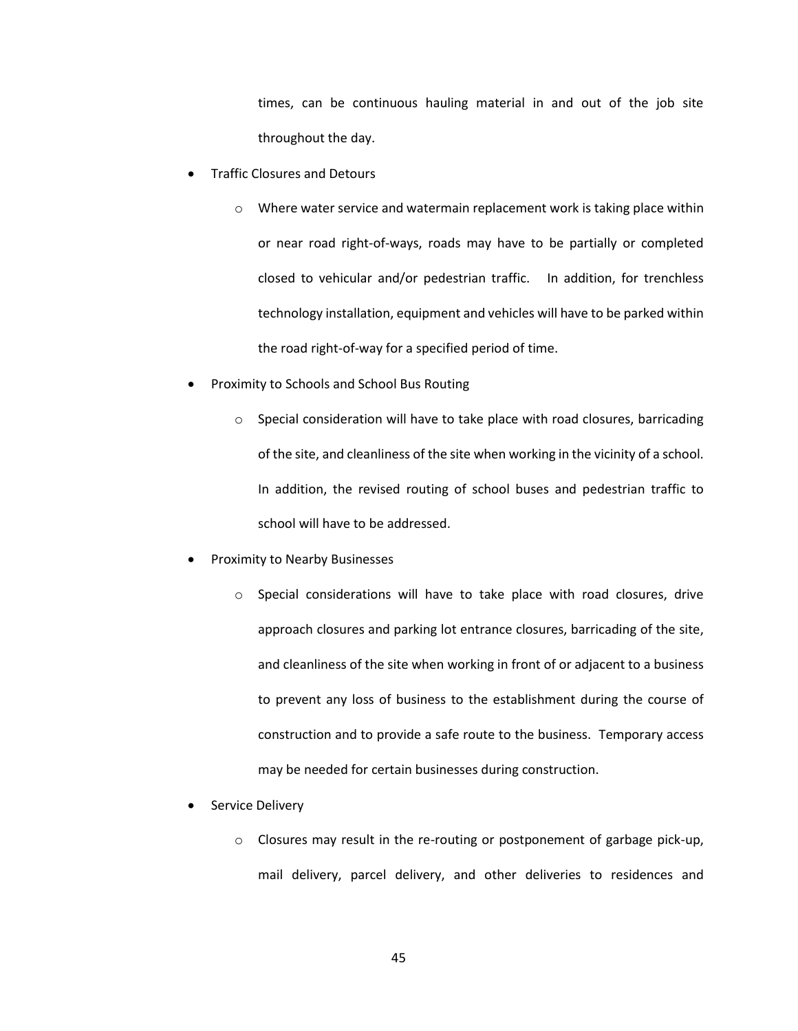times, can be continuous hauling material in and out of the job site throughout the day.

- Traffic Closures and Detours
  - Where water service and watermain replacement work is taking place within or near road right-of-ways, roads may have to be partially or completed closed to vehicular and/or pedestrian traffic. In addition, for trenchless technology installation, equipment and vehicles will have to be parked within the road right-of-way for a specified period of time.
- Proximity to Schools and School Bus Routing
  - Special consideration will have to take place with road closures, barricading of the site, and cleanliness of the site when working in the vicinity of a school. In addition, the revised routing of school buses and pedestrian traffic to school will have to be addressed.
- Proximity to Nearby Businesses
  - Special considerations will have to take place with road closures, drive approach closures and parking lot entrance closures, barricading of the site, and cleanliness of the site when working in front of or adjacent to a business to prevent any loss of business to the establishment during the course of construction and to provide a safe route to the business. Temporary access may be needed for certain businesses during construction.
- Service Delivery
  - Closures may result in the re-routing or postponement of garbage pick-up, mail delivery, parcel delivery, and other deliveries to residences and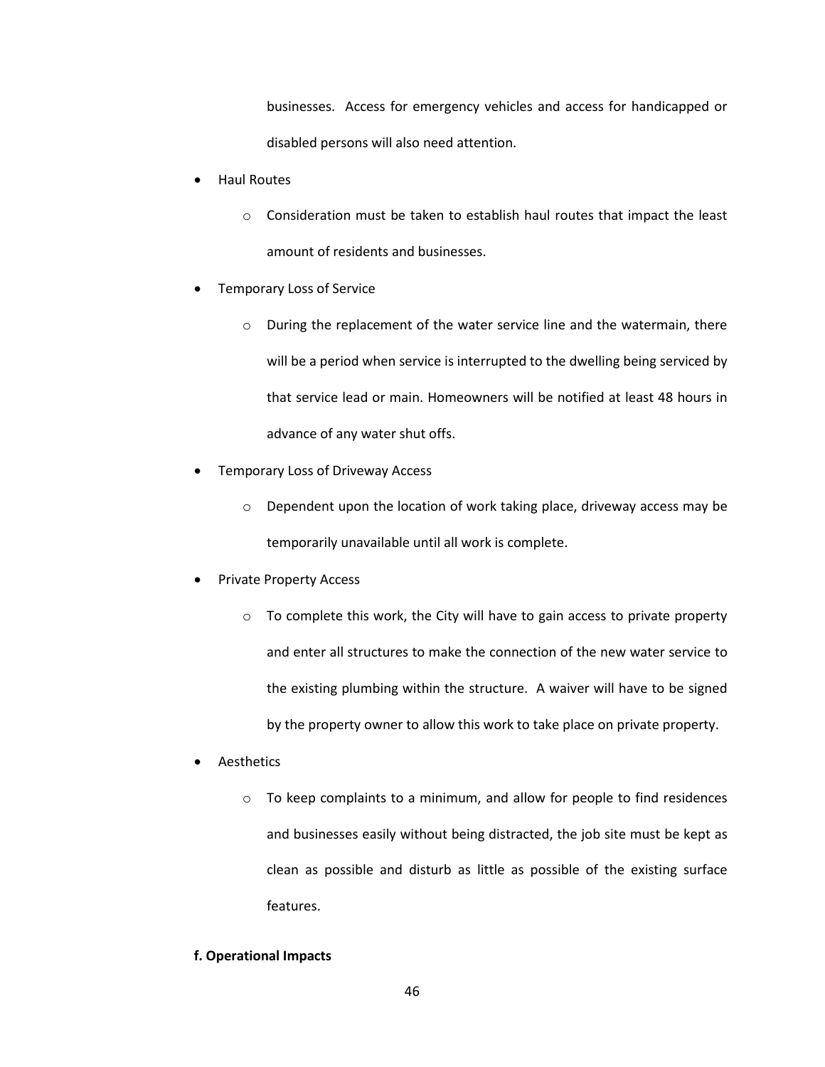businesses. Access for emergency vehicles and access for handicapped or disabled persons will also need attention.

- Haul Routes
  - Consideration must be taken to establish haul routes that impact the least amount of residents and businesses.
- Temporary Loss of Service
  - During the replacement of the water service line and the watermain, there will be a period when service is interrupted to the dwelling being serviced by that service lead or main. Homeowners will be notified at least 48 hours in advance of any water shut offs.
- Temporary Loss of Driveway Access
  - Dependent upon the location of work taking place, driveway access may be temporarily unavailable until all work is complete.
- Private Property Access
  - To complete this work, the City will have to gain access to private property and enter all structures to make the connection of the new water service to the existing plumbing within the structure. A waiver will have to be signed by the property owner to allow this work to take place on private property.
- Aesthetics
  - To keep complaints to a minimum, and allow for people to find residences and businesses easily without being distracted, the job site must be kept as clean as possible and disturb as little as possible of the existing surface features.

**f. Operational Impacts**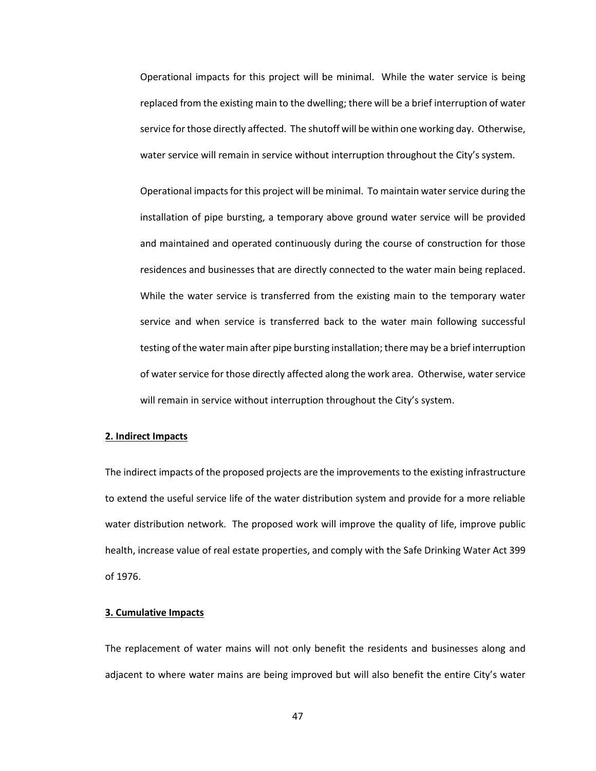Operational impacts for this project will be minimal. While the water service is being replaced from the existing main to the dwelling; there will be a brief interruption of water service for those directly affected. The shutoff will be within one working day. Otherwise, water service will remain in service without interruption throughout the City's system.

Operational impacts for this project will be minimal. To maintain water service during the installation of pipe bursting, a temporary above ground water service will be provided and maintained and operated continuously during the course of construction for those residences and businesses that are directly connected to the water main being replaced. While the water service is transferred from the existing main to the temporary water service and when service is transferred back to the water main following successful testing of the water main after pipe bursting installation; there may be a brief interruption of water service for those directly affected along the work area. Otherwise, water service will remain in service without interruption throughout the City's system.

**2. Indirect Impacts**

The indirect impacts of the proposed projects are the improvements to the existing infrastructure to extend the useful service life of the water distribution system and provide for a more reliable water distribution network. The proposed work will improve the quality of life, improve public health, increase value of real estate properties, and comply with the Safe Drinking Water Act 399 of 1976.

**3. Cumulative Impacts**

The replacement of water mains will not only benefit the residents and businesses along and adjacent to where water mains are being improved but will also benefit the entire City's water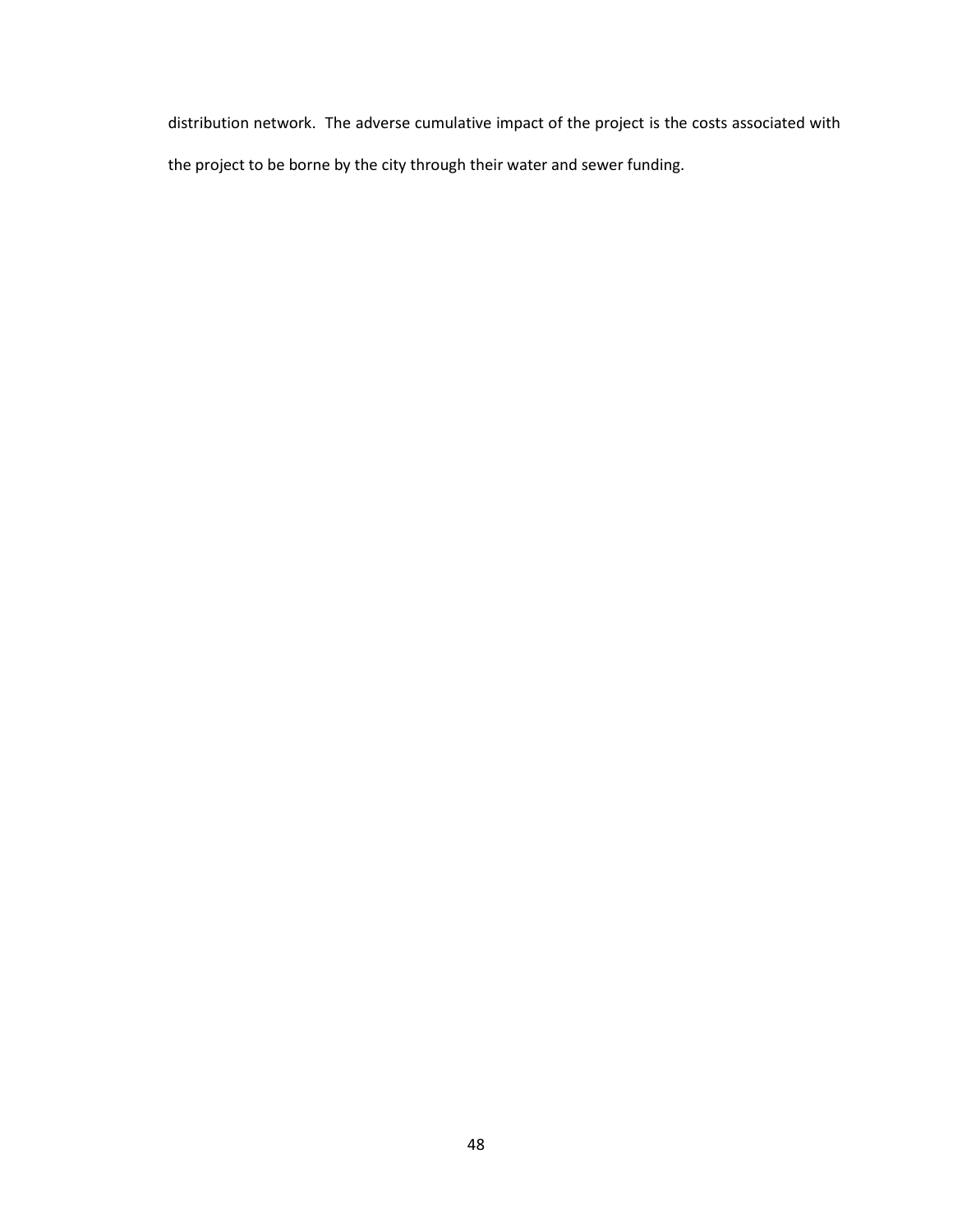distribution network. The adverse cumulative impact of the project is the costs associated with the project to be borne by the city through their water and sewer funding.